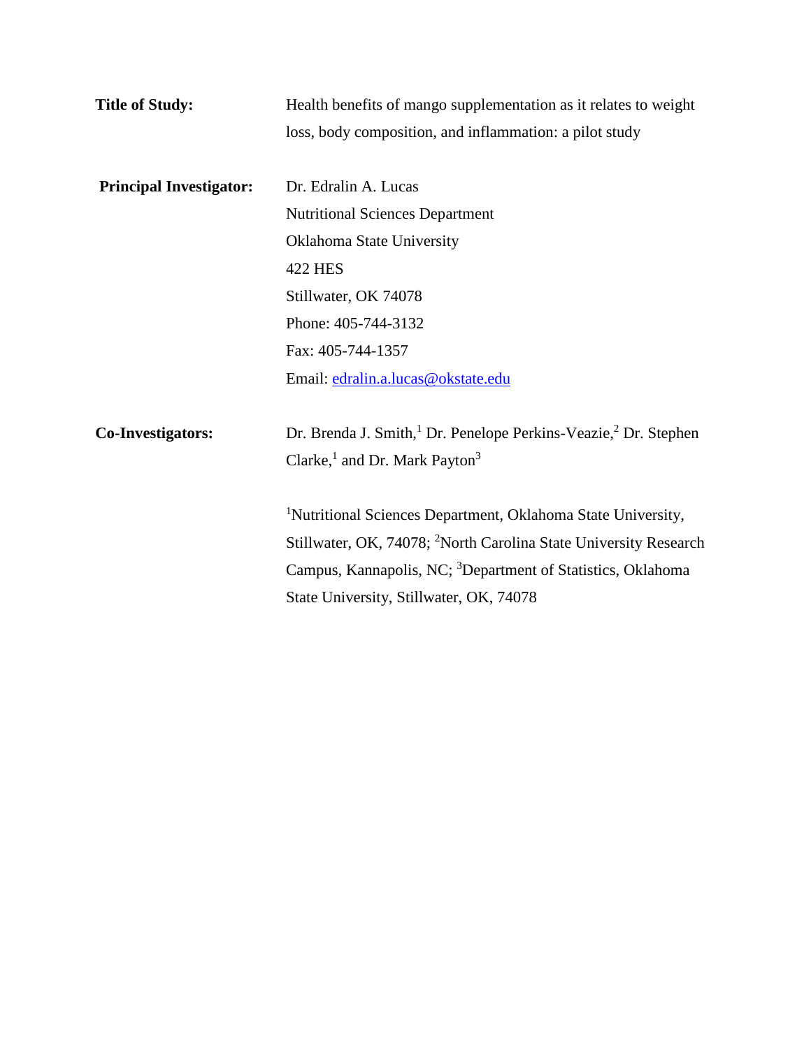**Title of Study:** Health benefits of mango supplementation as it relates to weight loss, body composition, and inflammation: a pilot study

**Principal Investigator:** Dr. Edralin A. Lucas
Nutritional Sciences Department
Oklahoma State University
422 HES
Stillwater, OK 74078
Phone: 405-744-3132
Fax: 405-744-1357
Email: edralin.a.lucas@okstate.edu

**Co-Investigators:** Dr. Brenda J. Smith,[1] Dr. Penelope Perkins-Veazie,[2] Dr. Stephen Clarke,[1] and Dr. Mark Payton[3]

[1]Nutritional Sciences Department, Oklahoma State University, Stillwater, OK, 74078; [2]North Carolina State University Research Campus, Kannapolis, NC; [3]Department of Statistics, Oklahoma State University, Stillwater, OK, 74078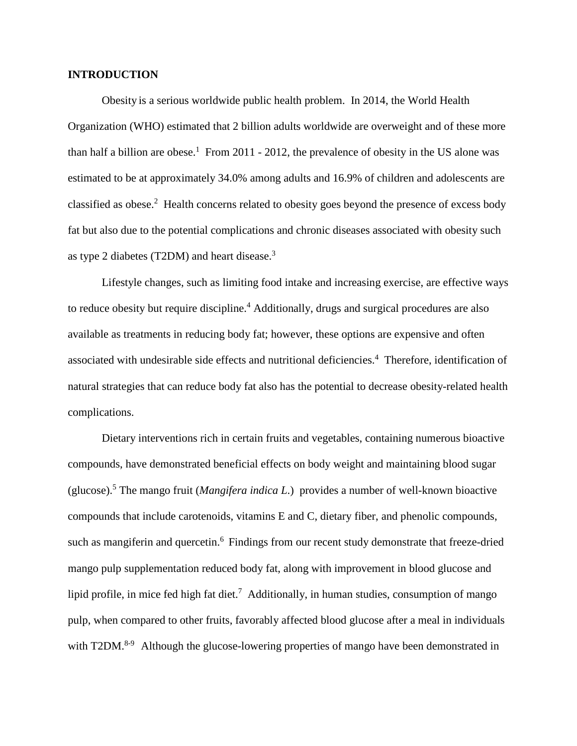## INTRODUCTION

Obesity is a serious worldwide public health problem. In 2014, the World Health Organization (WHO) estimated that 2 billion adults worldwide are overweight and of these more than half a billion are obese.[1] From 2011 - 2012, the prevalence of obesity in the US alone was estimated to be at approximately 34.0% among adults and 16.9% of children and adolescents are classified as obese.[2] Health concerns related to obesity goes beyond the presence of excess body fat but also due to the potential complications and chronic diseases associated with obesity such as type 2 diabetes (T2DM) and heart disease.[3]

Lifestyle changes, such as limiting food intake and increasing exercise, are effective ways to reduce obesity but require discipline.[4] Additionally, drugs and surgical procedures are also available as treatments in reducing body fat; however, these options are expensive and often associated with undesirable side effects and nutritional deficiencies.[4] Therefore, identification of natural strategies that can reduce body fat also has the potential to decrease obesity-related health complications.

Dietary interventions rich in certain fruits and vegetables, containing numerous bioactive compounds, have demonstrated beneficial effects on body weight and maintaining blood sugar (glucose).[5] The mango fruit (*Mangifera indica L.*) provides a number of well-known bioactive compounds that include carotenoids, vitamins E and C, dietary fiber, and phenolic compounds, such as mangiferin and quercetin.[6] Findings from our recent study demonstrate that freeze-dried mango pulp supplementation reduced body fat, along with improvement in blood glucose and lipid profile, in mice fed high fat diet.[7] Additionally, in human studies, consumption of mango pulp, when compared to other fruits, favorably affected blood glucose after a meal in individuals with T2DM.[8-9] Although the glucose-lowering properties of mango have been demonstrated in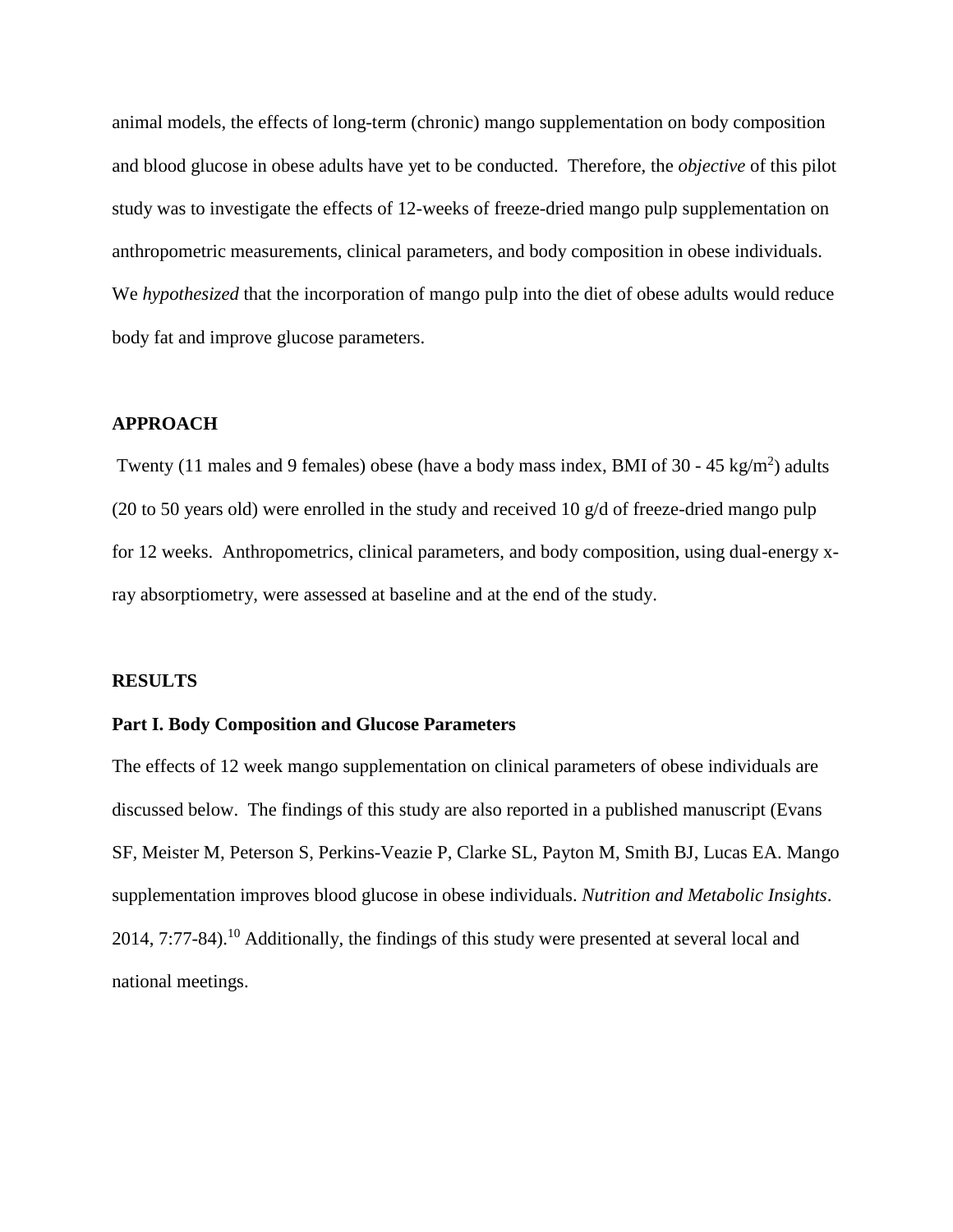animal models, the effects of long-term (chronic) mango supplementation on body composition and blood glucose in obese adults have yet to be conducted. Therefore, the *objective* of this pilot study was to investigate the effects of 12-weeks of freeze-dried mango pulp supplementation on anthropometric measurements, clinical parameters, and body composition in obese individuals. We *hypothesized* that the incorporation of mango pulp into the diet of obese adults would reduce body fat and improve glucose parameters.

## APPROACH

Twenty (11 males and 9 females) obese (have a body mass index, BMI of 30 - 45 $kg/m^2$) adults (20 to 50 years old) were enrolled in the study and received 10 g/d of freeze-dried mango pulp for 12 weeks. Anthropometrics, clinical parameters, and body composition, using dual-energy x-ray absorptiometry, were assessed at baseline and at the end of the study.

## RESULTS

### Part I. Body Composition and Glucose Parameters

The effects of 12 week mango supplementation on clinical parameters of obese individuals are discussed below. The findings of this study are also reported in a published manuscript (Evans SF, Meister M, Peterson S, Perkins-Veazie P, Clarke SL, Payton M, Smith BJ, Lucas EA. Mango supplementation improves blood glucose in obese individuals. *Nutrition and Metabolic Insights*. 2014, 7:77-84).[10] Additionally, the findings of this study were presented at several local and national meetings.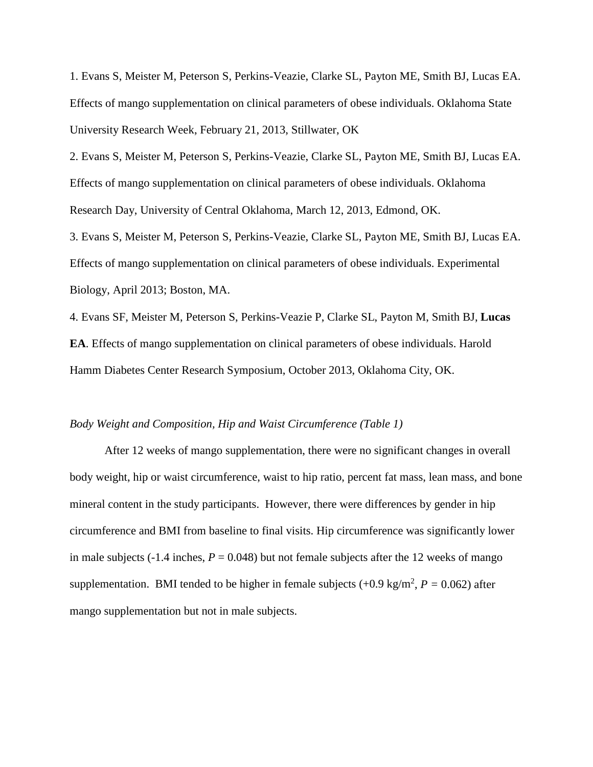1. Evans S, Meister M, Peterson S, Perkins-Veazie, Clarke SL, Payton ME, Smith BJ, Lucas EA. Effects of mango supplementation on clinical parameters of obese individuals. Oklahoma State University Research Week, February 21, 2013, Stillwater, OK

2. Evans S, Meister M, Peterson S, Perkins-Veazie, Clarke SL, Payton ME, Smith BJ, Lucas EA. Effects of mango supplementation on clinical parameters of obese individuals. Oklahoma Research Day, University of Central Oklahoma, March 12, 2013, Edmond, OK.

3. Evans S, Meister M, Peterson S, Perkins-Veazie, Clarke SL, Payton ME, Smith BJ, Lucas EA. Effects of mango supplementation on clinical parameters of obese individuals. Experimental Biology, April 2013; Boston, MA.

4. Evans SF, Meister M, Peterson S, Perkins-Veazie P, Clarke SL, Payton M, Smith BJ, **Lucas EA**. Effects of mango supplementation on clinical parameters of obese individuals. Harold Hamm Diabetes Center Research Symposium, October 2013, Oklahoma City, OK.

*Body Weight and Composition, Hip and Waist Circumference (Table 1)*

After 12 weeks of mango supplementation, there were no significant changes in overall body weight, hip or waist circumference, waist to hip ratio, percent fat mass, lean mass, and bone mineral content in the study participants. However, there were differences by gender in hip circumference and BMI from baseline to final visits. Hip circumference was significantly lower in male subjects (-1.4 inches, $P = 0.048$) but not female subjects after the 12 weeks of mango supplementation. BMI tended to be higher in female subjects (+0.9 $kg/m^2$, $P = 0.062$) after mango supplementation but not in male subjects.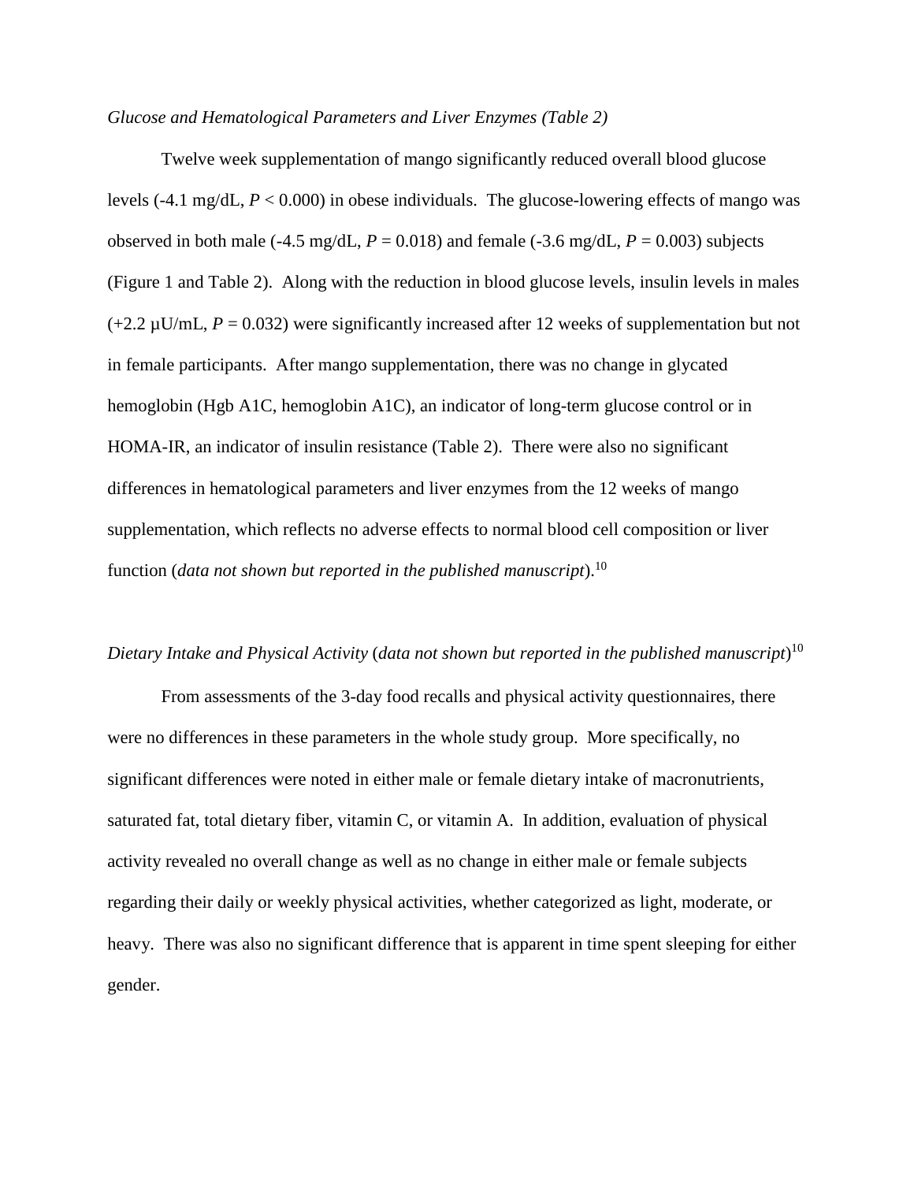*Glucose and Hematological Parameters and Liver Enzymes (Table 2)*

Twelve week supplementation of mango significantly reduced overall blood glucose levels (-4.1 mg/dL, $P < 0.000$) in obese individuals. The glucose-lowering effects of mango was observed in both male (-4.5 mg/dL, $P = 0.018$) and female (-3.6 mg/dL, $P = 0.003$) subjects (Figure 1 and Table 2). Along with the reduction in blood glucose levels, insulin levels in males (+2.2 µU/mL, $P = 0.032$) were significantly increased after 12 weeks of supplementation but not in female participants. After mango supplementation, there was no change in glycated hemoglobin (Hgb A1C, hemoglobin A1C), an indicator of long-term glucose control or in HOMA-IR, an indicator of insulin resistance (Table 2). There were also no significant differences in hematological parameters and liver enzymes from the 12 weeks of mango supplementation, which reflects no adverse effects to normal blood cell composition or liver function (*data not shown but reported in the published manuscript*).[10]

*Dietary Intake and Physical Activity* (*data not shown but reported in the published manuscript*)[10]

From assessments of the 3-day food recalls and physical activity questionnaires, there were no differences in these parameters in the whole study group. More specifically, no significant differences were noted in either male or female dietary intake of macronutrients, saturated fat, total dietary fiber, vitamin C, or vitamin A. In addition, evaluation of physical activity revealed no overall change as well as no change in either male or female subjects regarding their daily or weekly physical activities, whether categorized as light, moderate, or heavy. There was also no significant difference that is apparent in time spent sleeping for either gender.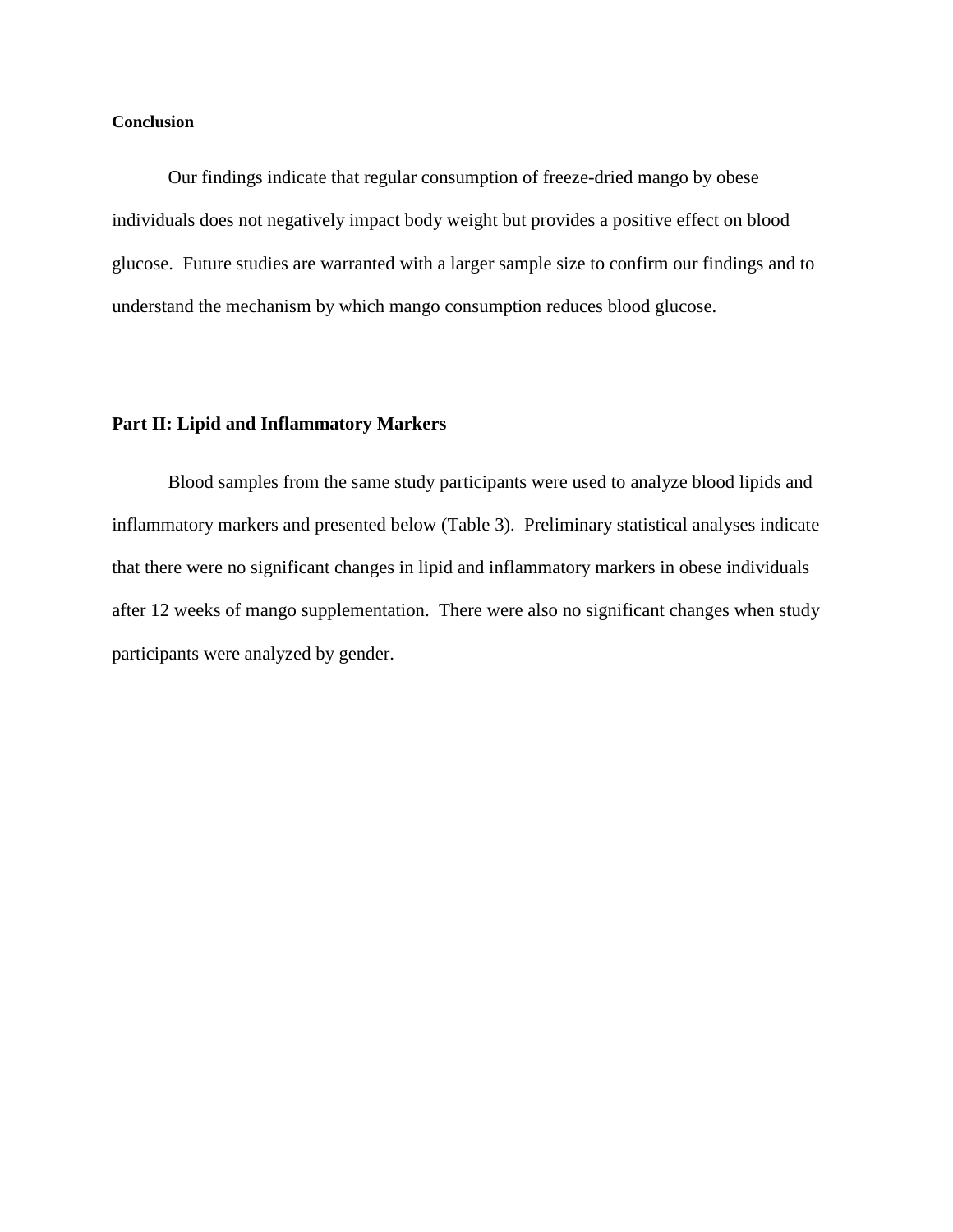**Conclusion**

Our findings indicate that regular consumption of freeze-dried mango by obese individuals does not negatively impact body weight but provides a positive effect on blood glucose. Future studies are warranted with a larger sample size to confirm our findings and to understand the mechanism by which mango consumption reduces blood glucose.

## Part II: Lipid and Inflammatory Markers

Blood samples from the same study participants were used to analyze blood lipids and inflammatory markers and presented below (Table 3). Preliminary statistical analyses indicate that there were no significant changes in lipid and inflammatory markers in obese individuals after 12 weeks of mango supplementation. There were also no significant changes when study participants were analyzed by gender.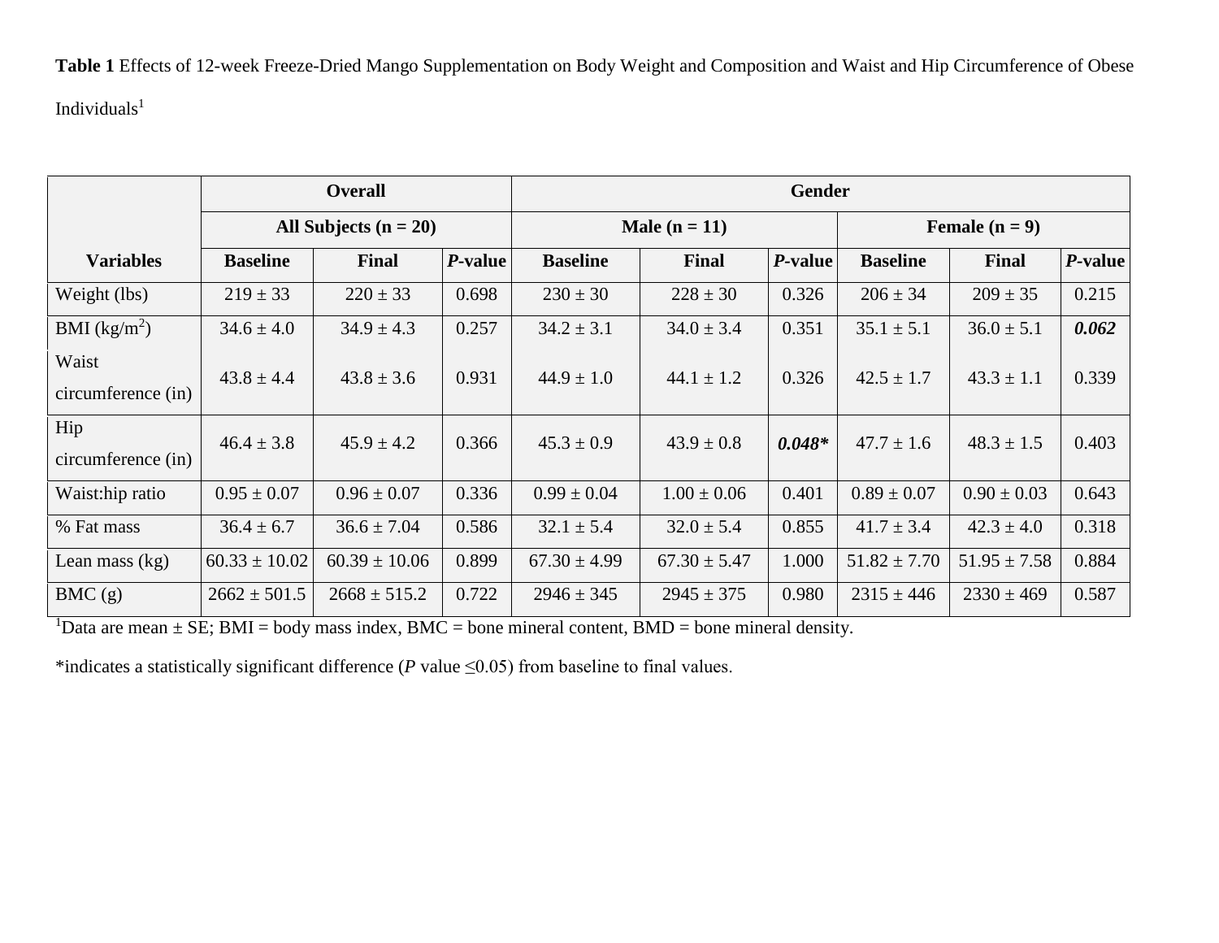**Table 1** Effects of 12-week Freeze-Dried Mango Supplementation on Body Weight and Composition and Waist and Hip Circumference of Obese Individuals[1]

| | Overall | | | Gender | | | | | |
|---|---|---|---|---|---|---|---|---|---|
| | All Subjects (n = 20) | | | Male (n = 11) | | | Female (n = 9) | | |
| **Variables** | **Baseline** | **Final** | ***P*-value** | **Baseline** | **Final** | ***P*-value** | **Baseline** | **Final** | ***P*-value** |
| Weight (lbs) | 219 ± 33 | 220 ± 33 | 0.698 | 230 ± 30 | 228 ± 30 | 0.326 | 206 ± 34 | 209 ± 35 | 0.215 |
| BMI ($kg/m^2$) | 34.6 ± 4.0 | 34.9 ± 4.3 | 0.257 | 34.2 ± 3.1 | 34.0 ± 3.4 | 0.351 | 35.1 ± 5.1 | 36.0 ± 5.1 | ***0.062*** |
| Waist circumference (in) | 43.8 ± 4.4 | 43.8 ± 3.6 | 0.931 | 44.9 ± 1.0 | 44.1 ± 1.2 | 0.326 | 42.5 ± 1.7 | 43.3 ± 1.1 | 0.339 |
| Hip circumference (in) | 46.4 ± 3.8 | 45.9 ± 4.2 | 0.366 | 45.3 ± 0.9 | 43.9 ± 0.8 | ***0.048**** | 47.7 ± 1.6 | 48.3 ± 1.5 | 0.403 |
| Waist:hip ratio | 0.95 ± 0.07 | 0.96 ± 0.07 | 0.336 | 0.99 ± 0.04 | 1.00 ± 0.06 | 0.401 | 0.89 ± 0.07 | 0.90 ± 0.03 | 0.643 |
| % Fat mass | 36.4 ± 6.7 | 36.6 ± 7.04 | 0.586 | 32.1 ± 5.4 | 32.0 ± 5.4 | 0.855 | 41.7 ± 3.4 | 42.3 ± 4.0 | 0.318 |
| Lean mass (kg) | 60.33 ± 10.02 | 60.39 ± 10.06 | 0.899 | 67.30 ± 4.99 | 67.30 ± 5.47 | 1.000 | 51.82 ± 7.70 | 51.95 ± 7.58 | 0.884 |
| BMC (g) | 2662 ± 501.5 | 2668 ± 515.2 | 0.722 | 2946 ± 345 | 2945 ± 375 | 0.980 | 2315 ± 446 | 2330 ± 469 | 0.587 |

[1]Data are mean ± SE; BMI = body mass index, BMC = bone mineral content, BMD = bone mineral density.

*indicates a statistically significant difference (*P* value ≤0.05) from baseline to final values.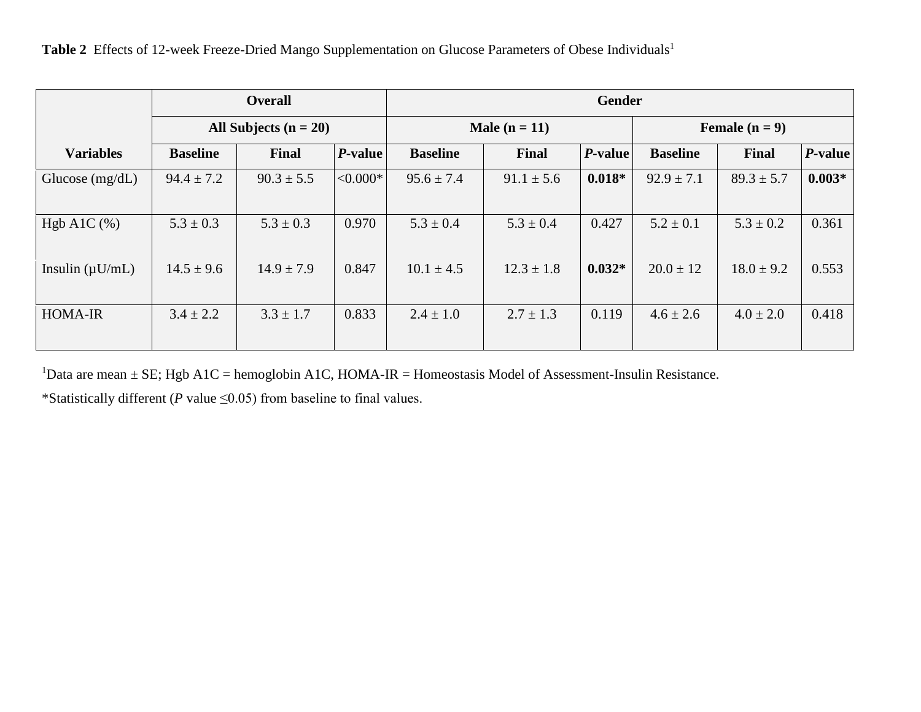**Table 2** Effects of 12-week Freeze-Dried Mango Supplementation on Glucose Parameters of Obese Individuals[1]

| Variables | Overall | | | Gender | | | | | |
|---|---|---|---|---|---|---|---|---|---|
| | All Subjects (n = 20) | | | Male (n = 11) | | | Female (n = 9) | | |
| | Baseline | Final | *P*-value | Baseline | Final | *P*-value | Baseline | Final | *P*-value |
| Glucose (mg/dL) | 94.4 ± 7.2 | 90.3 ± 5.5 | <0.000* | 95.6 ± 7.4 | 91.1 ± 5.6 | **0.018*** | 92.9 ± 7.1 | 89.3 ± 5.7 | **0.003*** |
| Hgb A1C (%) | 5.3 ± 0.3 | 5.3 ± 0.3 | 0.970 | 5.3 ± 0.4 | 5.3 ± 0.4 | 0.427 | 5.2 ± 0.1 | 5.3 ± 0.2 | 0.361 |
| Insulin (μU/mL) | 14.5 ± 9.6 | 14.9 ± 7.9 | 0.847 | 10.1 ± 4.5 | 12.3 ± 1.8 | **0.032*** | 20.0 ± 12 | 18.0 ± 9.2 | 0.553 |
| HOMA-IR | 3.4 ± 2.2 | 3.3 ± 1.7 | 0.833 | 2.4 ± 1.0 | 2.7 ± 1.3 | 0.119 | 4.6 ± 2.6 | 4.0 ± 2.0 | 0.418 |

[1]Data are mean ± SE; Hgb A1C = hemoglobin A1C, HOMA-IR = Homeostasis Model of Assessment-Insulin Resistance.

*Statistically different (*P* value ≤0.05) from baseline to final values.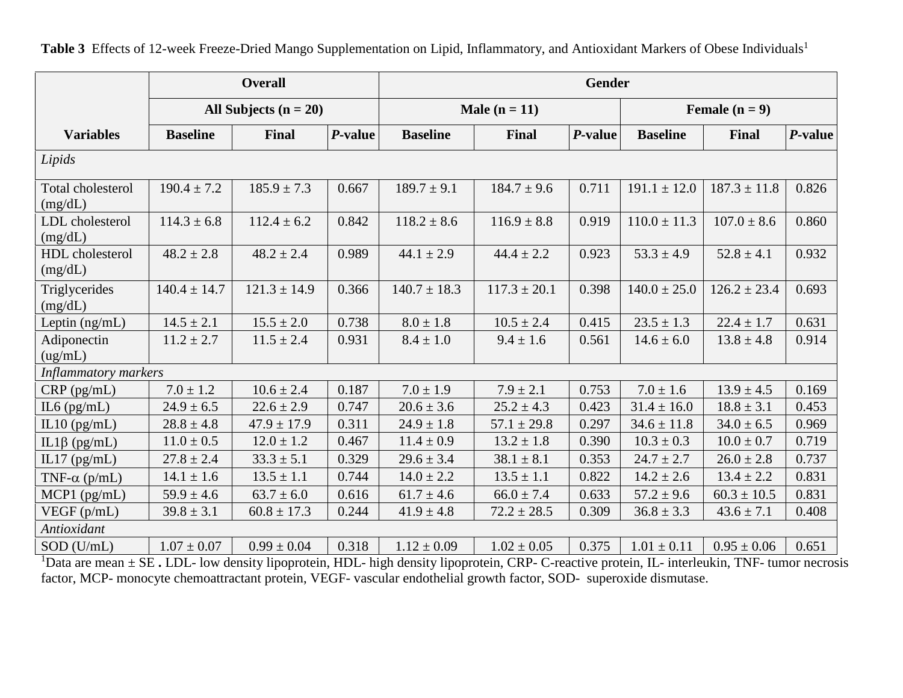**Table 3** Effects of 12-week Freeze-Dried Mango Supplementation on Lipid, Inflammatory, and Antioxidant Markers of Obese Individuals[1]

| | Overall | | | Gender | | | | | |
|---|---|---|---|---|---|---|---|---|---|
| | All Subjects (n = 20) | | | Male (n = 11) | | | Female (n = 9) | | |
| **Variables** | **Baseline** | **Final** | ***P*-value** | **Baseline** | **Final** | ***P*-value** | **Baseline** | **Final** | ***P*-value** |
| *Lipids* | | | | | | | | | |
| Total cholesterol (mg/dL) | 190.4 ± 7.2 | 185.9 ± 7.3 | 0.667 | 189.7 ± 9.1 | 184.7 ± 9.6 | 0.711 | 191.1 ± 12.0 | 187.3 ± 11.8 | 0.826 |
| LDL cholesterol (mg/dL) | 114.3 ± 6.8 | 112.4 ± 6.2 | 0.842 | 118.2 ± 8.6 | 116.9 ± 8.8 | 0.919 | 110.0 ± 11.3 | 107.0 ± 8.6 | 0.860 |
| HDL cholesterol (mg/dL) | 48.2 ± 2.8 | 48.2 ± 2.4 | 0.989 | 44.1 ± 2.9 | 44.4 ± 2.2 | 0.923 | 53.3 ± 4.9 | 52.8 ± 4.1 | 0.932 |
| Triglycerides (mg/dL) | 140.4 ± 14.7 | 121.3 ± 14.9 | 0.366 | 140.7 ± 18.3 | 117.3 ± 20.1 | 0.398 | 140.0 ± 25.0 | 126.2 ± 23.4 | 0.693 |
| Leptin (ng/mL) | 14.5 ± 2.1 | 15.5 ± 2.0 | 0.738 | 8.0 ± 1.8 | 10.5 ± 2.4 | 0.415 | 23.5 ± 1.3 | 22.4 ± 1.7 | 0.631 |
| Adiponectin (ug/mL) | 11.2 ± 2.7 | 11.5 ± 2.4 | 0.931 | 8.4 ± 1.0 | 9.4 ± 1.6 | 0.561 | 14.6 ± 6.0 | 13.8 ± 4.8 | 0.914 |
| *Inflammatory markers* | | | | | | | | | |
| CRP (pg/mL) | 7.0 ± 1.2 | 10.6 ± 2.4 | 0.187 | 7.0 ± 1.9 | 7.9 ± 2.1 | 0.753 | 7.0 ± 1.6 | 13.9 ± 4.5 | 0.169 |
| IL6 (pg/mL) | 24.9 ± 6.5 | 22.6 ± 2.9 | 0.747 | 20.6 ± 3.6 | 25.2 ± 4.3 | 0.423 | 31.4 ± 16.0 | 18.8 ± 3.1 | 0.453 |
| IL10 (pg/mL) | 28.8 ± 4.8 | 47.9 ± 17.9 | 0.311 | 24.9 ± 1.8 | 57.1 ± 29.8 | 0.297 | 34.6 ± 11.8 | 34.0 ± 6.5 | 0.969 |
| IL1β (pg/mL) | 11.0 ± 0.5 | 12.0 ± 1.2 | 0.467 | 11.4 ± 0.9 | 13.2 ± 1.8 | 0.390 | 10.3 ± 0.3 | 10.0 ± 0.7 | 0.719 |
| IL17 (pg/mL) | 27.8 ± 2.4 | 33.3 ± 5.1 | 0.329 | 29.6 ± 3.4 | 38.1 ± 8.1 | 0.353 | 24.7 ± 2.7 | 26.0 ± 2.8 | 0.737 |
| TNF-α (p/mL) | 14.1 ± 1.6 | 13.5 ± 1.1 | 0.744 | 14.0 ± 2.2 | 13.5 ± 1.1 | 0.822 | 14.2 ± 2.6 | 13.4 ± 2.2 | 0.831 |
| MCP1 (pg/mL) | 59.9 ± 4.6 | 63.7 ± 6.0 | 0.616 | 61.7 ± 4.6 | 66.0 ± 7.4 | 0.633 | 57.2 ± 9.6 | 60.3 ± 10.5 | 0.831 |
| VEGF (p/mL) | 39.8 ± 3.1 | 60.8 ± 17.3 | 0.244 | 41.9 ± 4.8 | 72.2 ± 28.5 | 0.309 | 36.8 ± 3.3 | 43.6 ± 7.1 | 0.408 |
| *Antioxidant* | | | | | | | | | |
| SOD (U/mL) | 1.07 ± 0.07 | 0.99 ± 0.04 | 0.318 | 1.12 ± 0.09 | 1.02 ± 0.05 | 0.375 | 1.01 ± 0.11 | 0.95 ± 0.06 | 0.651 |

[1]Data are mean ± SE **.** LDL- low density lipoprotein, HDL- high density lipoprotein, CRP- C-reactive protein, IL- interleukin, TNF- tumor necrosis factor, MCP- monocyte chemoattractant protein, VEGF- vascular endothelial growth factor, SOD- superoxide dismutase.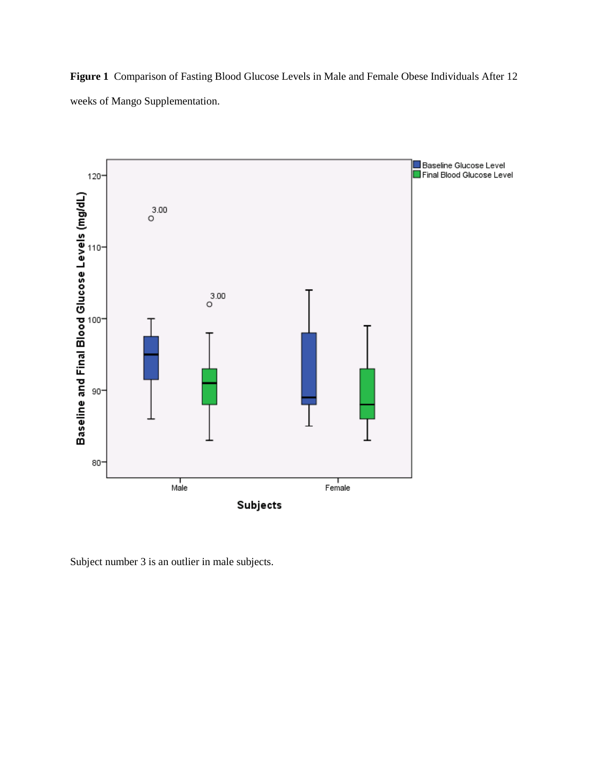**Figure 1** Comparison of Fasting Blood Glucose Levels in Male and Female Obese Individuals After 12 weeks of Mango Supplementation.

Subject number 3 is an outlier in male subjects.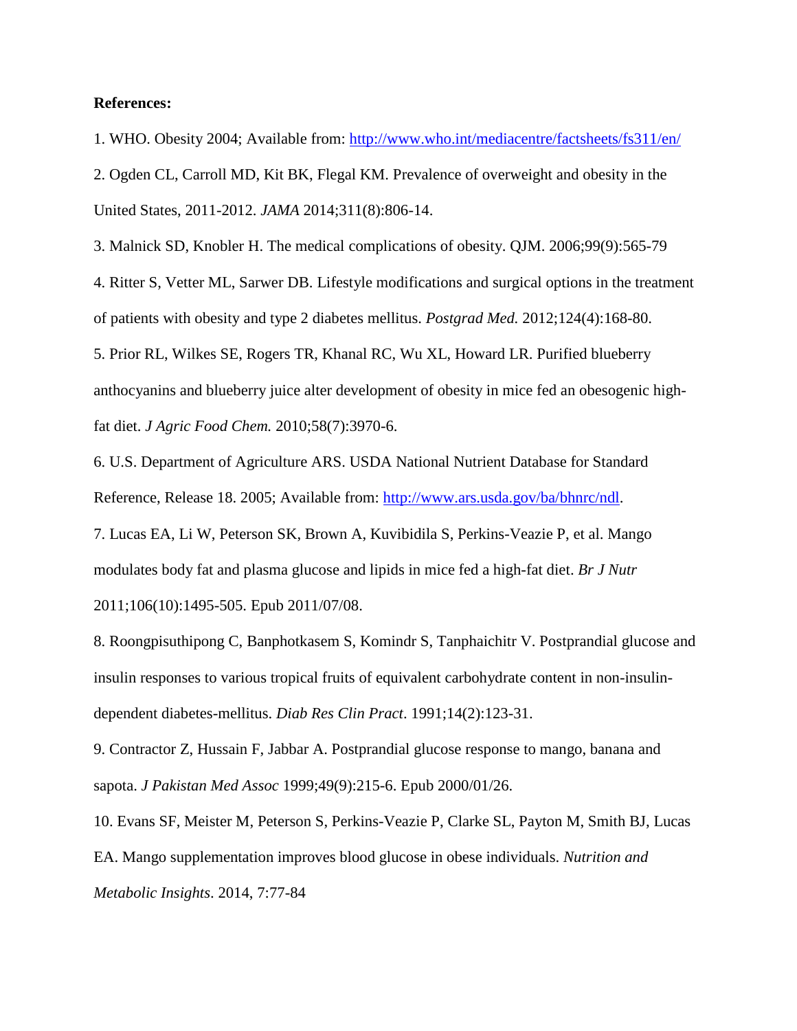**References:**

1. WHO. Obesity 2004; Available from: http://www.who.int/mediacentre/factsheets/fs311/en/

2. Ogden CL, Carroll MD, Kit BK, Flegal KM. Prevalence of overweight and obesity in the United States, 2011-2012. *JAMA* 2014;311(8):806-14.

3. Malnick SD, Knobler H. The medical complications of obesity. QJM. 2006;99(9):565-79

4. Ritter S, Vetter ML, Sarwer DB. Lifestyle modifications and surgical options in the treatment of patients with obesity and type 2 diabetes mellitus. *Postgrad Med.* 2012;124(4):168-80.

5. Prior RL, Wilkes SE, Rogers TR, Khanal RC, Wu XL, Howard LR. Purified blueberry anthocyanins and blueberry juice alter development of obesity in mice fed an obesogenic high-fat diet. *J Agric Food Chem.* 2010;58(7):3970-6.

6. U.S. Department of Agriculture ARS. USDA National Nutrient Database for Standard Reference, Release 18. 2005; Available from: http://www.ars.usda.gov/ba/bhnrc/ndl.

7. Lucas EA, Li W, Peterson SK, Brown A, Kuvibidila S, Perkins-Veazie P, et al. Mango modulates body fat and plasma glucose and lipids in mice fed a high-fat diet. *Br J Nutr* 2011;106(10):1495-505. Epub 2011/07/08.

8. Roongpisuthipong C, Banphotkasem S, Komindr S, Tanphaichitr V. Postprandial glucose and insulin responses to various tropical fruits of equivalent carbohydrate content in non-insulin-dependent diabetes-mellitus. *Diab Res Clin Pract*. 1991;14(2):123-31.

9. Contractor Z, Hussain F, Jabbar A. Postprandial glucose response to mango, banana and sapota. *J Pakistan Med Assoc* 1999;49(9):215-6. Epub 2000/01/26.

10. Evans SF, Meister M, Peterson S, Perkins-Veazie P, Clarke SL, Payton M, Smith BJ, Lucas EA. Mango supplementation improves blood glucose in obese individuals. *Nutrition and Metabolic Insights*. 2014, 7:77-84